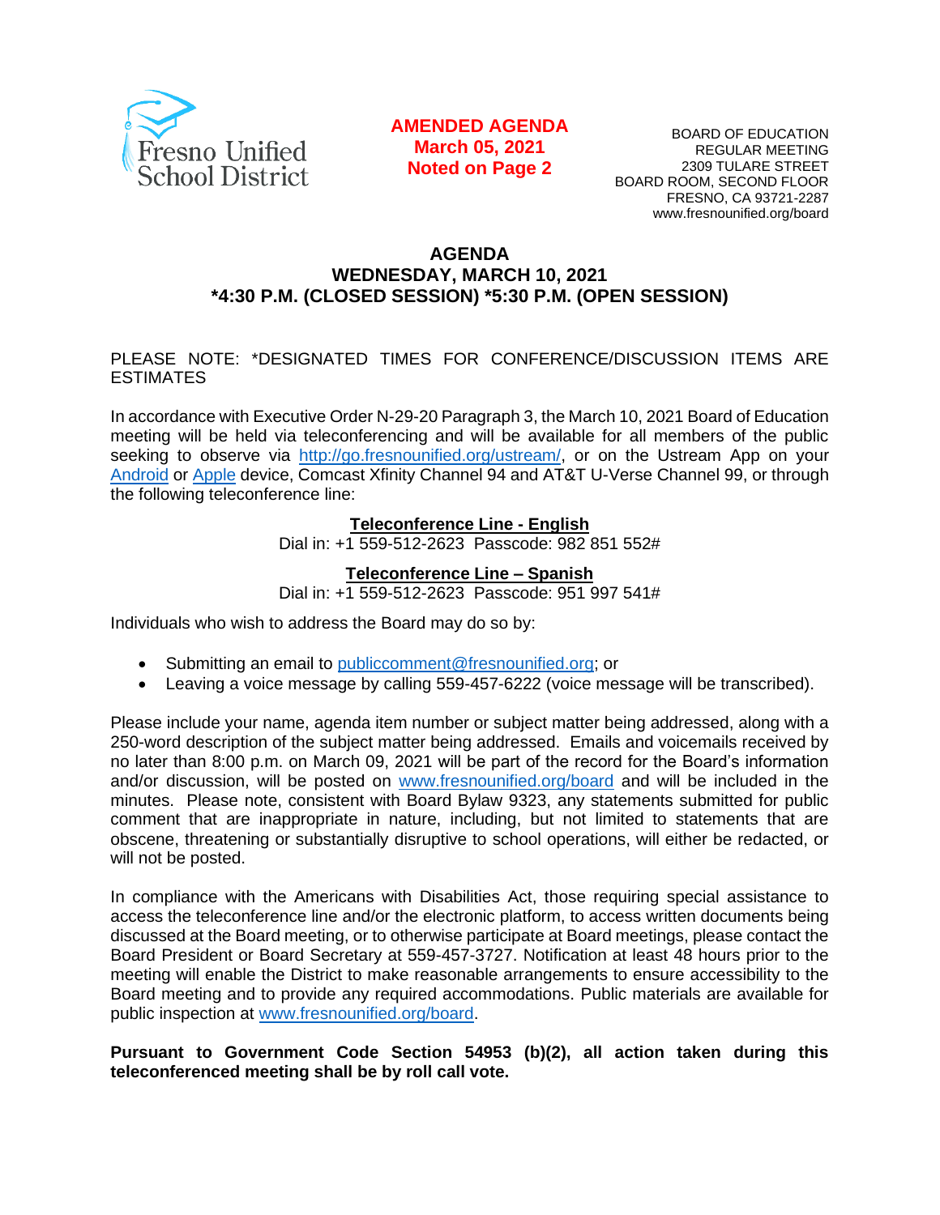Fresno Unified School District

**AMENDED AGENDA**
**March 05, 2021**
**Noted on Page 2**

BOARD OF EDUCATION
REGULAR MEETING
2309 TULARE STREET
BOARD ROOM, SECOND FLOOR
FRESNO, CA 93721-2287
www.fresnounified.org/board

## AGENDA
## WEDNESDAY, MARCH 10, 2021
## *4:30 P.M. (CLOSED SESSION) *5:30 P.M. (OPEN SESSION)

PLEASE NOTE: *DESIGNATED TIMES FOR CONFERENCE/DISCUSSION ITEMS ARE ESTIMATES

In accordance with Executive Order N-29-20 Paragraph 3, the March 10, 2021 Board of Education meeting will be held via teleconferencing and will be available for all members of the public seeking to observe via http://go.fresnounified.org/ustream/, or on the Ustream App on your Android or Apple device, Comcast Xfinity Channel 94 and AT&T U-Verse Channel 99, or through the following teleconference line:

**Teleconference Line - English**
Dial in: +1 559-512-2623 Passcode: 982 851 552#

**Teleconference Line – Spanish**
Dial in: +1 559-512-2623 Passcode: 951 997 541#

Individuals who wish to address the Board may do so by:

- Submitting an email to publiccomment@fresnounified.org; or
- Leaving a voice message by calling 559-457-6222 (voice message will be transcribed).

Please include your name, agenda item number or subject matter being addressed, along with a 250-word description of the subject matter being addressed. Emails and voicemails received by no later than 8:00 p.m. on March 09, 2021 will be part of the record for the Board's information and/or discussion, will be posted on www.fresnounified.org/board and will be included in the minutes. Please note, consistent with Board Bylaw 9323, any statements submitted for public comment that are inappropriate in nature, including, but not limited to statements that are obscene, threatening or substantially disruptive to school operations, will either be redacted, or will not be posted.

In compliance with the Americans with Disabilities Act, those requiring special assistance to access the teleconference line and/or the electronic platform, to access written documents being discussed at the Board meeting, or to otherwise participate at Board meetings, please contact the Board President or Board Secretary at 559-457-3727. Notification at least 48 hours prior to the meeting will enable the District to make reasonable arrangements to ensure accessibility to the Board meeting and to provide any required accommodations. Public materials are available for public inspection at www.fresnounified.org/board.

**Pursuant to Government Code Section 54953 (b)(2), all action taken during this teleconferenced meeting shall be by roll call vote.**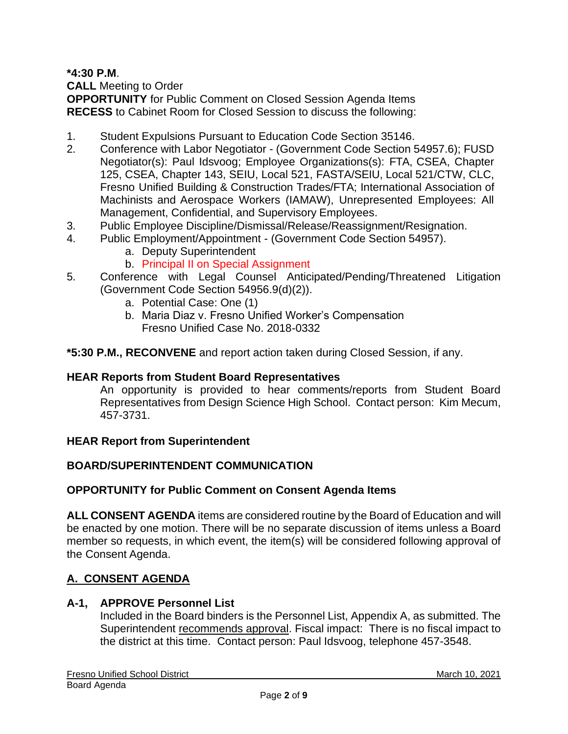**\*4:30 P.M**.
**CALL** Meeting to Order
**OPPORTUNITY** for Public Comment on Closed Session Agenda Items
**RECESS** to Cabinet Room for Closed Session to discuss the following:

1. Student Expulsions Pursuant to Education Code Section 35146.
2. Conference with Labor Negotiator - (Government Code Section 54957.6); FUSD Negotiator(s): Paul Idsvoog; Employee Organizations(s): FTA, CSEA, Chapter 125, CSEA, Chapter 143, SEIU, Local 521, FASTA/SEIU, Local 521/CTW, CLC, Fresno Unified Building & Construction Trades/FTA; International Association of Machinists and Aerospace Workers (IAMAW), Unrepresented Employees: All Management, Confidential, and Supervisory Employees.
3. Public Employee Discipline/Dismissal/Release/Reassignment/Resignation.
4. Public Employment/Appointment - (Government Code Section 54957).
   a. Deputy Superintendent
   b. Principal II on Special Assignment
5. Conference with Legal Counsel Anticipated/Pending/Threatened Litigation (Government Code Section 54956.9(d)(2)).
   a. Potential Case: One (1)
   b. Maria Diaz v. Fresno Unified Worker's Compensation
      Fresno Unified Case No. 2018-0332

**\*5:30 P.M., RECONVENE** and report action taken during Closed Session, if any.

**HEAR Reports from Student Board Representatives**

An opportunity is provided to hear comments/reports from Student Board Representatives from Design Science High School. Contact person: Kim Mecum, 457-3731.

**HEAR Report from Superintendent**

**BOARD/SUPERINTENDENT COMMUNICATION**

**OPPORTUNITY for Public Comment on Consent Agenda Items**

**ALL CONSENT AGENDA** items are considered routine by the Board of Education and will be enacted by one motion. There will be no separate discussion of items unless a Board member so requests, in which event, the item(s) will be considered following approval of the Consent Agenda.

## A. CONSENT AGENDA

**A-1, APPROVE Personnel List**

Included in the Board binders is the Personnel List, Appendix A, as submitted. The Superintendent recommends approval. Fiscal impact: There is no fiscal impact to the district at this time. Contact person: Paul Idsvoog, telephone 457-3548.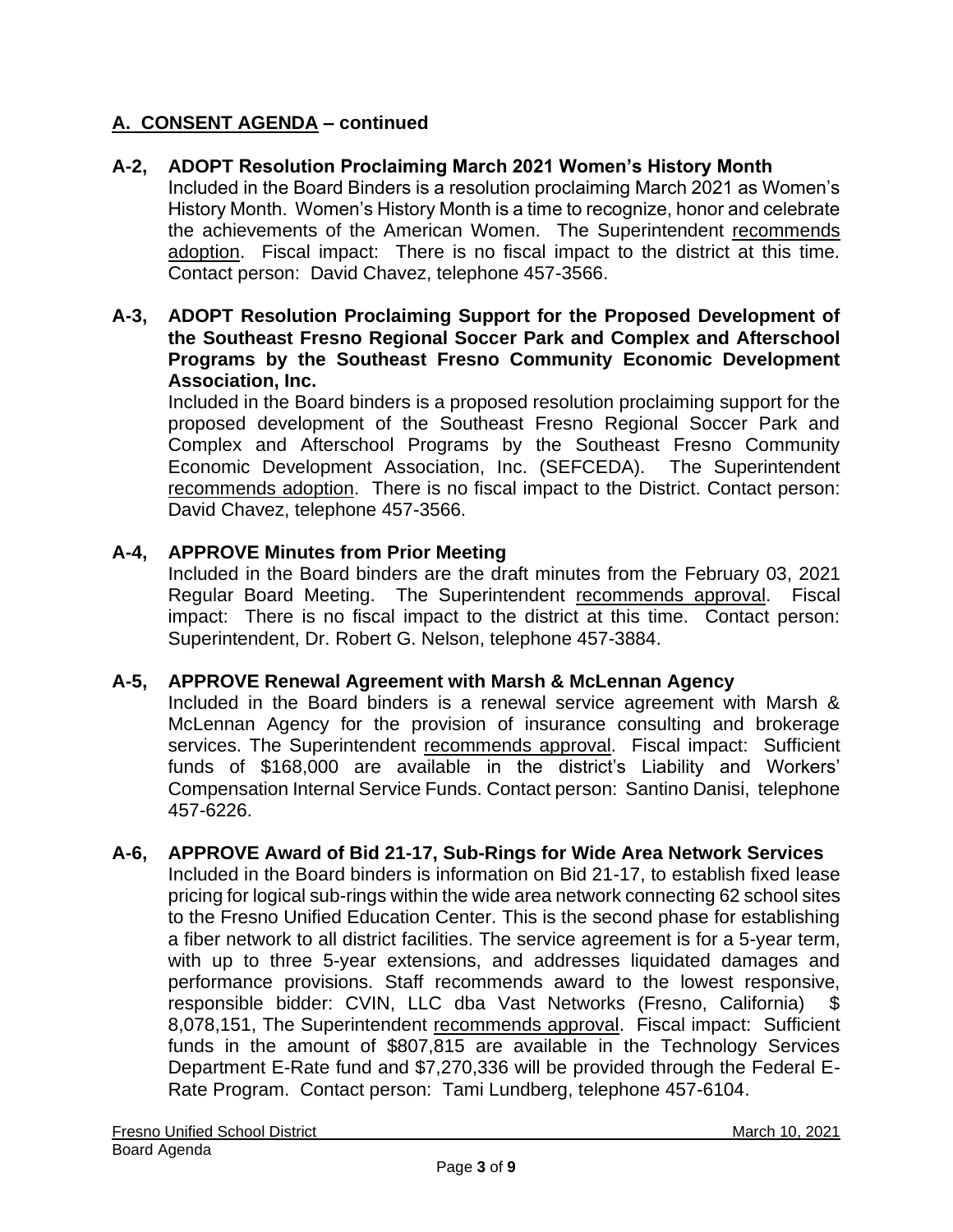## A. CONSENT AGENDA – continued

**A-2, ADOPT Resolution Proclaiming March 2021 Women's History Month**
Included in the Board Binders is a resolution proclaiming March 2021 as Women's History Month. Women's History Month is a time to recognize, honor and celebrate the achievements of the American Women. The Superintendent recommends adoption. Fiscal impact: There is no fiscal impact to the district at this time. Contact person: David Chavez, telephone 457-3566.

**A-3, ADOPT Resolution Proclaiming Support for the Proposed Development of the Southeast Fresno Regional Soccer Park and Complex and Afterschool Programs by the Southeast Fresno Community Economic Development Association, Inc.**
Included in the Board binders is a proposed resolution proclaiming support for the proposed development of the Southeast Fresno Regional Soccer Park and Complex and Afterschool Programs by the Southeast Fresno Community Economic Development Association, Inc. (SEFCEDA). The Superintendent recommends adoption. There is no fiscal impact to the District. Contact person: David Chavez, telephone 457-3566.

**A-4, APPROVE Minutes from Prior Meeting**
Included in the Board binders are the draft minutes from the February 03, 2021 Regular Board Meeting. The Superintendent recommends approval. Fiscal impact: There is no fiscal impact to the district at this time. Contact person: Superintendent, Dr. Robert G. Nelson, telephone 457-3884.

**A-5, APPROVE Renewal Agreement with Marsh & McLennan Agency**
Included in the Board binders is a renewal service agreement with Marsh & McLennan Agency for the provision of insurance consulting and brokerage services. The Superintendent recommends approval. Fiscal impact: Sufficient funds of $168,000 are available in the district's Liability and Workers' Compensation Internal Service Funds. Contact person: Santino Danisi, telephone 457-6226.

**A-6, APPROVE Award of Bid 21-17, Sub-Rings for Wide Area Network Services**
Included in the Board binders is information on Bid 21-17, to establish fixed lease pricing for logical sub-rings within the wide area network connecting 62 school sites to the Fresno Unified Education Center. This is the second phase for establishing a fiber network to all district facilities. The service agreement is for a 5-year term, with up to three 5-year extensions, and addresses liquidated damages and performance provisions. Staff recommends award to the lowest responsive, responsible bidder: CVIN, LLC dba Vast Networks (Fresno, California) $ 8,078,151, The Superintendent recommends approval. Fiscal impact: Sufficient funds in the amount of $807,815 are available in the Technology Services Department E-Rate fund and $7,270,336 will be provided through the Federal E-Rate Program. Contact person: Tami Lundberg, telephone 457-6104.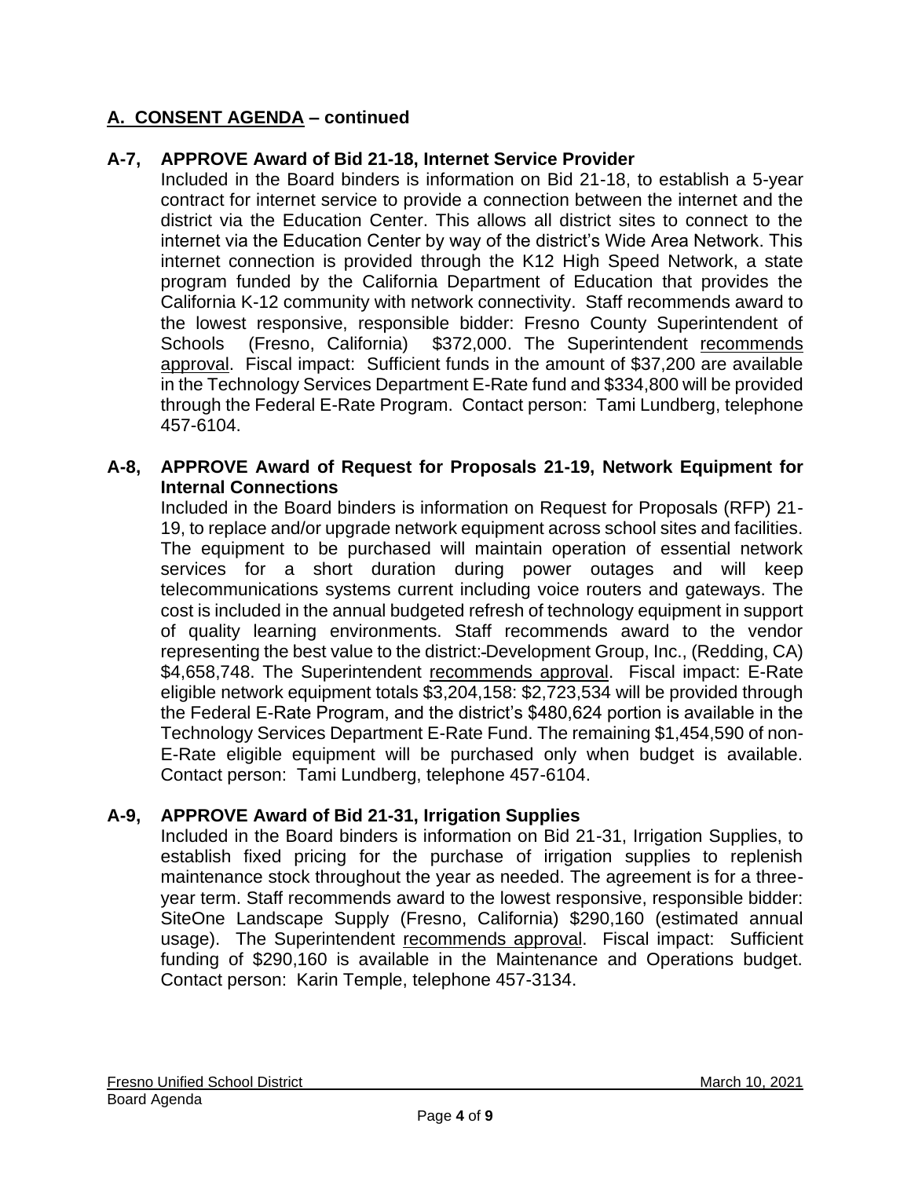## A. CONSENT AGENDA – continued

### A-7, APPROVE Award of Bid 21-18, Internet Service Provider

Included in the Board binders is information on Bid 21-18, to establish a 5-year contract for internet service to provide a connection between the internet and the district via the Education Center. This allows all district sites to connect to the internet via the Education Center by way of the district's Wide Area Network. This internet connection is provided through the K12 High Speed Network, a state program funded by the California Department of Education that provides the California K-12 community with network connectivity. Staff recommends award to the lowest responsive, responsible bidder: Fresno County Superintendent of Schools (Fresno, California) $372,000. The Superintendent recommends approval. Fiscal impact: Sufficient funds in the amount of $37,200 are available in the Technology Services Department E-Rate fund and $334,800 will be provided through the Federal E-Rate Program. Contact person: Tami Lundberg, telephone 457-6104.

### A-8, APPROVE Award of Request for Proposals 21-19, Network Equipment for Internal Connections

Included in the Board binders is information on Request for Proposals (RFP) 21-19, to replace and/or upgrade network equipment across school sites and facilities. The equipment to be purchased will maintain operation of essential network services for a short duration during power outages and will keep telecommunications systems current including voice routers and gateways. The cost is included in the annual budgeted refresh of technology equipment in support of quality learning environments. Staff recommends award to the vendor representing the best value to the district: Development Group, Inc., (Redding, CA) $4,658,748. The Superintendent recommends approval. Fiscal impact: E-Rate eligible network equipment totals $3,204,158: $2,723,534 will be provided through the Federal E-Rate Program, and the district's $480,624 portion is available in the Technology Services Department E-Rate Fund. The remaining $1,454,590 of non-E-Rate eligible equipment will be purchased only when budget is available. Contact person: Tami Lundberg, telephone 457-6104.

### A-9, APPROVE Award of Bid 21-31, Irrigation Supplies

Included in the Board binders is information on Bid 21-31, Irrigation Supplies, to establish fixed pricing for the purchase of irrigation supplies to replenish maintenance stock throughout the year as needed. The agreement is for a three-year term. Staff recommends award to the lowest responsive, responsible bidder: SiteOne Landscape Supply (Fresno, California) $290,160 (estimated annual usage). The Superintendent recommends approval. Fiscal impact: Sufficient funding of $290,160 is available in the Maintenance and Operations budget. Contact person: Karin Temple, telephone 457-3134.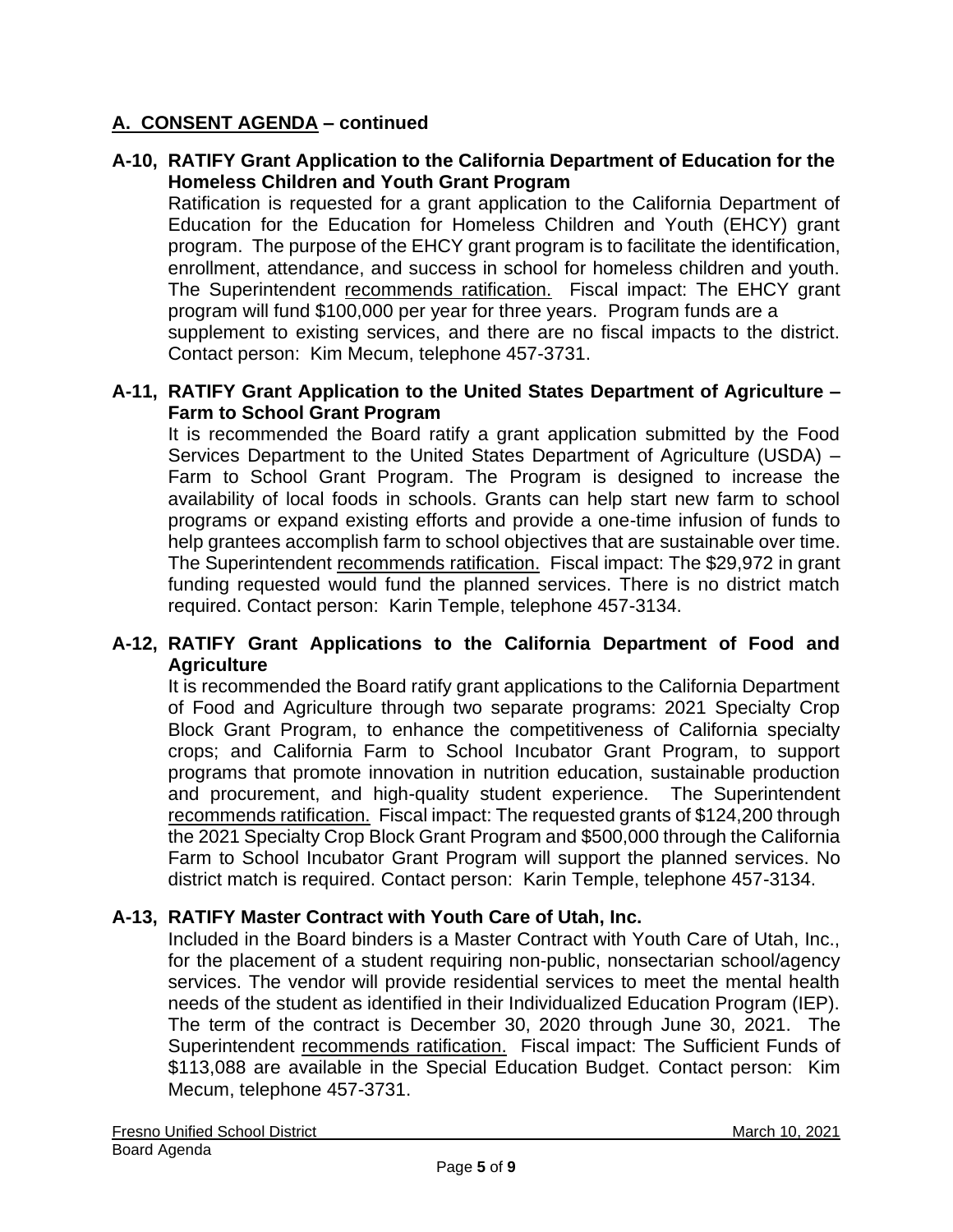## A. CONSENT AGENDA – continued

**A-10, RATIFY Grant Application to the California Department of Education for the Homeless Children and Youth Grant Program**

Ratification is requested for a grant application to the California Department of Education for the Education for Homeless Children and Youth (EHCY) grant program. The purpose of the EHCY grant program is to facilitate the identification, enrollment, attendance, and success in school for homeless children and youth. The Superintendent recommends ratification. Fiscal impact: The EHCY grant program will fund $100,000 per year for three years. Program funds are a supplement to existing services, and there are no fiscal impacts to the district. Contact person: Kim Mecum, telephone 457-3731.

**A-11, RATIFY Grant Application to the United States Department of Agriculture – Farm to School Grant Program**

It is recommended the Board ratify a grant application submitted by the Food Services Department to the United States Department of Agriculture (USDA) – Farm to School Grant Program. The Program is designed to increase the availability of local foods in schools. Grants can help start new farm to school programs or expand existing efforts and provide a one-time infusion of funds to help grantees accomplish farm to school objectives that are sustainable over time. The Superintendent recommends ratification. Fiscal impact: The $29,972 in grant funding requested would fund the planned services. There is no district match required. Contact person: Karin Temple, telephone 457-3134.

**A-12, RATIFY Grant Applications to the California Department of Food and Agriculture**

It is recommended the Board ratify grant applications to the California Department of Food and Agriculture through two separate programs: 2021 Specialty Crop Block Grant Program, to enhance the competitiveness of California specialty crops; and California Farm to School Incubator Grant Program, to support programs that promote innovation in nutrition education, sustainable production and procurement, and high-quality student experience. The Superintendent recommends ratification. Fiscal impact: The requested grants of $124,200 through the 2021 Specialty Crop Block Grant Program and $500,000 through the California Farm to School Incubator Grant Program will support the planned services. No district match is required. Contact person: Karin Temple, telephone 457-3134.

**A-13, RATIFY Master Contract with Youth Care of Utah, Inc.**

Included in the Board binders is a Master Contract with Youth Care of Utah, Inc., for the placement of a student requiring non-public, nonsectarian school/agency services. The vendor will provide residential services to meet the mental health needs of the student as identified in their Individualized Education Program (IEP). The term of the contract is December 30, 2020 through June 30, 2021. The Superintendent recommends ratification. Fiscal impact: The Sufficient Funds of $113,088 are available in the Special Education Budget. Contact person: Kim Mecum, telephone 457-3731.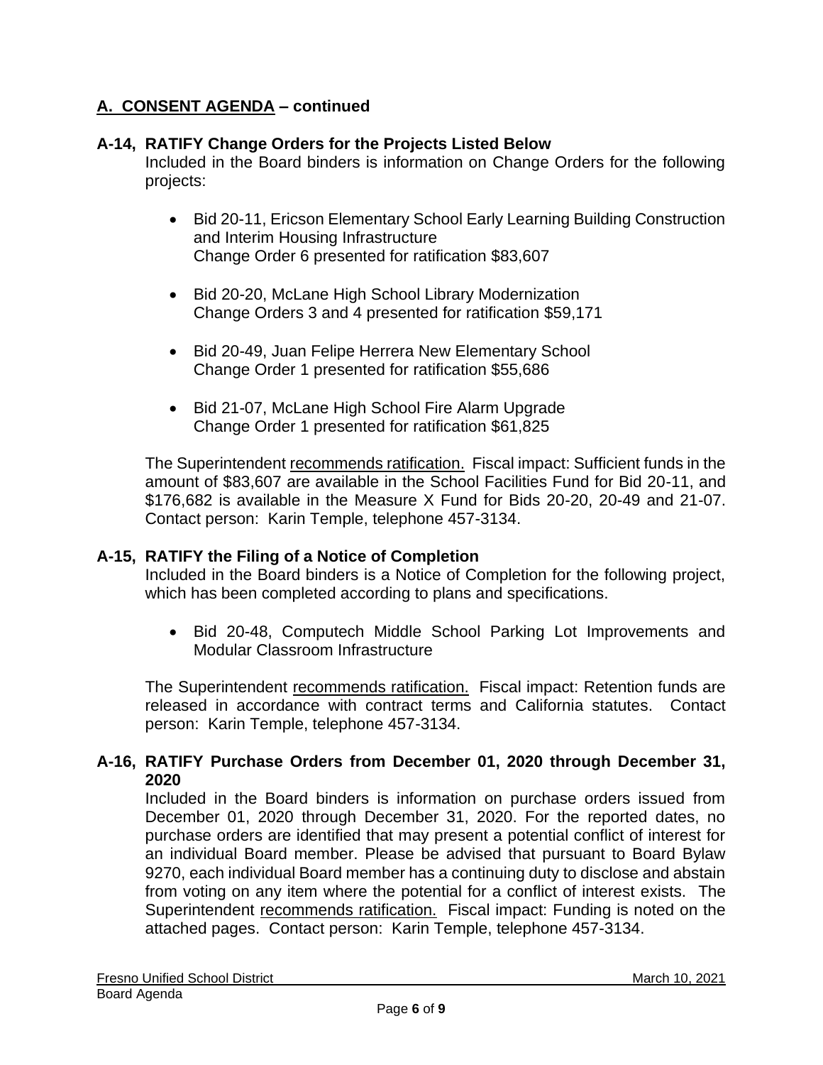## A. CONSENT AGENDA – continued

### A-14, RATIFY Change Orders for the Projects Listed Below

Included in the Board binders is information on Change Orders for the following projects:

- Bid 20-11, Ericson Elementary School Early Learning Building Construction and Interim Housing Infrastructure
  Change Order 6 presented for ratification $83,607

- Bid 20-20, McLane High School Library Modernization
  Change Orders 3 and 4 presented for ratification $59,171

- Bid 20-49, Juan Felipe Herrera New Elementary School
  Change Order 1 presented for ratification $55,686

- Bid 21-07, McLane High School Fire Alarm Upgrade
  Change Order 1 presented for ratification $61,825

The Superintendent recommends ratification. Fiscal impact: Sufficient funds in the amount of $83,607 are available in the School Facilities Fund for Bid 20-11, and $176,682 is available in the Measure X Fund for Bids 20-20, 20-49 and 21-07. Contact person: Karin Temple, telephone 457-3134.

### A-15, RATIFY the Filing of a Notice of Completion

Included in the Board binders is a Notice of Completion for the following project, which has been completed according to plans and specifications.

- Bid 20-48, Computech Middle School Parking Lot Improvements and Modular Classroom Infrastructure

The Superintendent recommends ratification. Fiscal impact: Retention funds are released in accordance with contract terms and California statutes. Contact person: Karin Temple, telephone 457-3134.

### A-16, RATIFY Purchase Orders from December 01, 2020 through December 31, 2020

Included in the Board binders is information on purchase orders issued from December 01, 2020 through December 31, 2020. For the reported dates, no purchase orders are identified that may present a potential conflict of interest for an individual Board member. Please be advised that pursuant to Board Bylaw 9270, each individual Board member has a continuing duty to disclose and abstain from voting on any item where the potential for a conflict of interest exists. The Superintendent recommends ratification. Fiscal impact: Funding is noted on the attached pages. Contact person: Karin Temple, telephone 457-3134.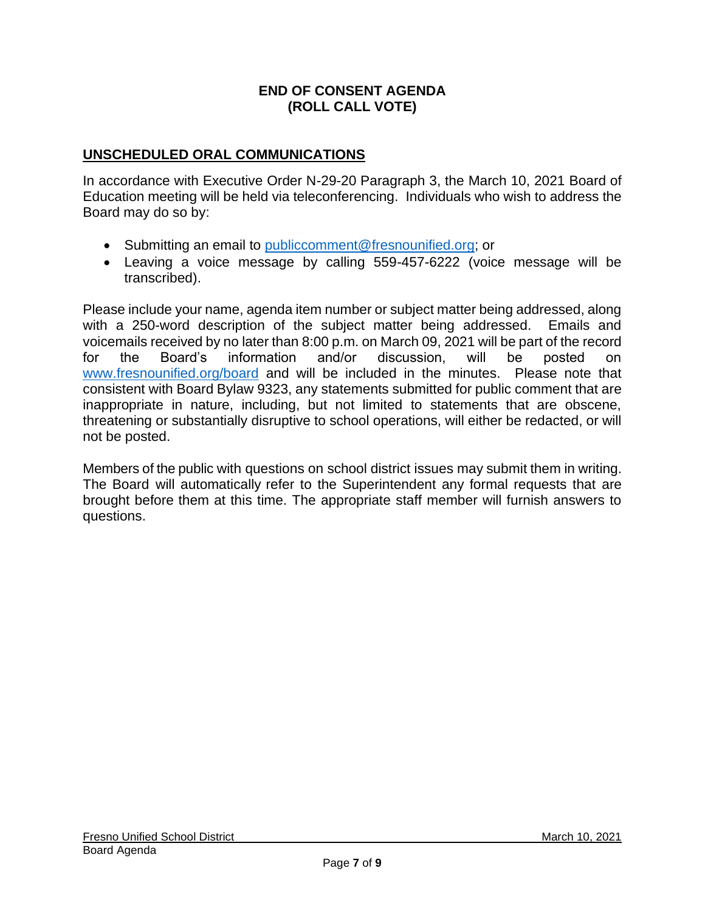**END OF CONSENT AGENDA**
**(ROLL CALL VOTE)**

## UNSCHEDULED ORAL COMMUNICATIONS

In accordance with Executive Order N-29-20 Paragraph 3, the March 10, 2021 Board of Education meeting will be held via teleconferencing. Individuals who wish to address the Board may do so by:

- Submitting an email to publiccomment@fresnounified.org; or
- Leaving a voice message by calling 559-457-6222 (voice message will be transcribed).

Please include your name, agenda item number or subject matter being addressed, along with a 250-word description of the subject matter being addressed. Emails and voicemails received by no later than 8:00 p.m. on March 09, 2021 will be part of the record for the Board's information and/or discussion, will be posted on www.fresnounified.org/board and will be included in the minutes. Please note that consistent with Board Bylaw 9323, any statements submitted for public comment that are inappropriate in nature, including, but not limited to statements that are obscene, threatening or substantially disruptive to school operations, will either be redacted, or will not be posted.

Members of the public with questions on school district issues may submit them in writing. The Board will automatically refer to the Superintendent any formal requests that are brought before them at this time. The appropriate staff member will furnish answers to questions.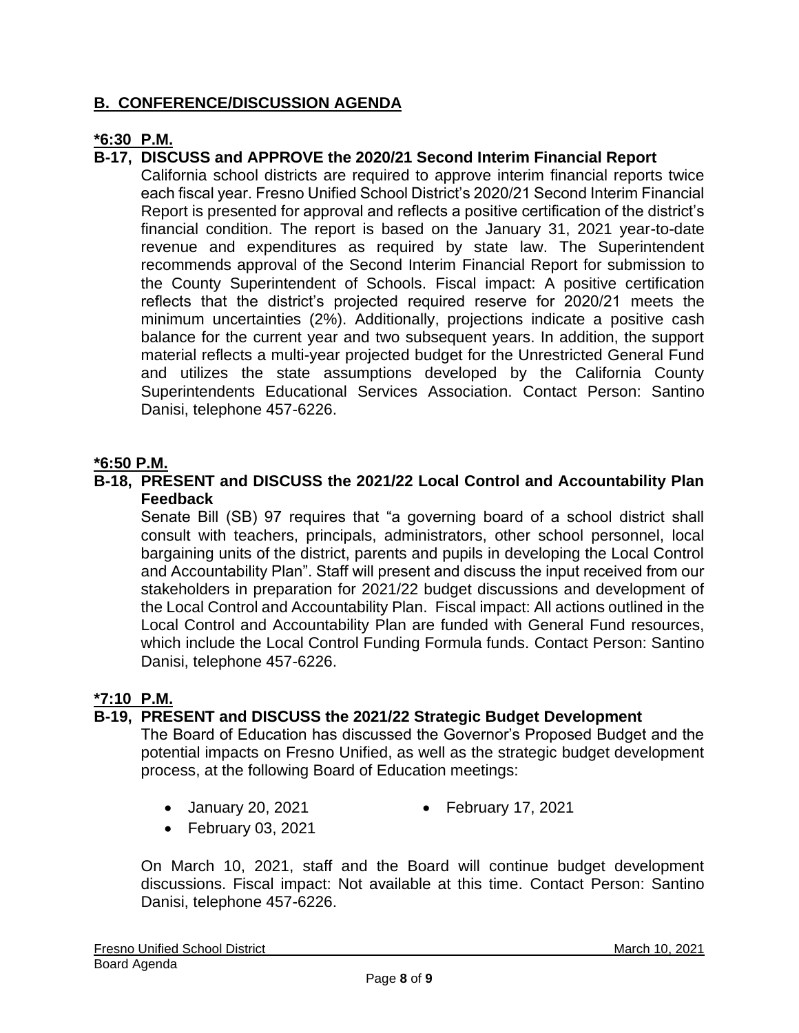## B. CONFERENCE/DISCUSSION AGENDA

**\*6:30 P.M.**

**B-17, DISCUSS and APPROVE the 2020/21 Second Interim Financial Report**

California school districts are required to approve interim financial reports twice each fiscal year. Fresno Unified School District's 2020/21 Second Interim Financial Report is presented for approval and reflects a positive certification of the district's financial condition. The report is based on the January 31, 2021 year-to-date revenue and expenditures as required by state law. The Superintendent recommends approval of the Second Interim Financial Report for submission to the County Superintendent of Schools. Fiscal impact: A positive certification reflects that the district's projected required reserve for 2020/21 meets the minimum uncertainties (2%). Additionally, projections indicate a positive cash balance for the current year and two subsequent years. In addition, the support material reflects a multi-year projected budget for the Unrestricted General Fund and utilizes the state assumptions developed by the California County Superintendents Educational Services Association. Contact Person: Santino Danisi, telephone 457-6226.

**\*6:50 P.M.**

**B-18, PRESENT and DISCUSS the 2021/22 Local Control and Accountability Plan Feedback**

Senate Bill (SB) 97 requires that "a governing board of a school district shall consult with teachers, principals, administrators, other school personnel, local bargaining units of the district, parents and pupils in developing the Local Control and Accountability Plan". Staff will present and discuss the input received from our stakeholders in preparation for 2021/22 budget discussions and development of the Local Control and Accountability Plan. Fiscal impact: All actions outlined in the Local Control and Accountability Plan are funded with General Fund resources, which include the Local Control Funding Formula funds. Contact Person: Santino Danisi, telephone 457-6226.

**\*7:10 P.M.**

**B-19, PRESENT and DISCUSS the 2021/22 Strategic Budget Development**

The Board of Education has discussed the Governor's Proposed Budget and the potential impacts on Fresno Unified, as well as the strategic budget development process, at the following Board of Education meetings:

- January 20, 2021
- February 03, 2021
- February 17, 2021

On March 10, 2021, staff and the Board will continue budget development discussions. Fiscal impact: Not available at this time. Contact Person: Santino Danisi, telephone 457-6226.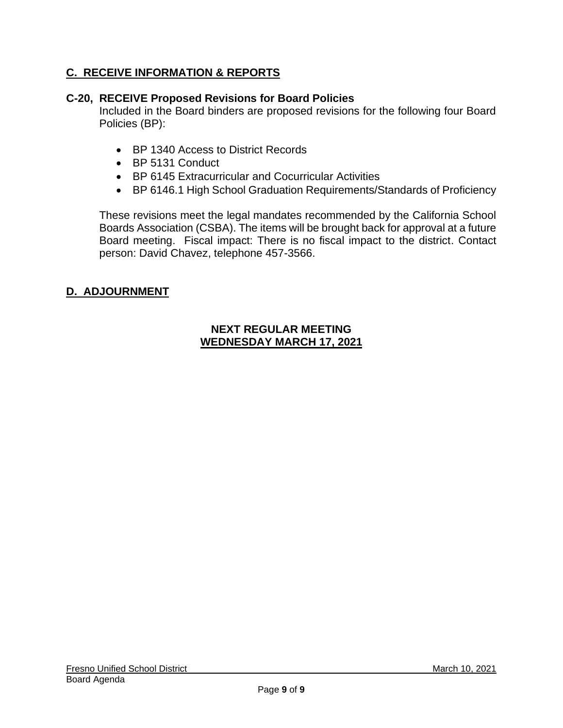## C. RECEIVE INFORMATION & REPORTS

**C-20, RECEIVE Proposed Revisions for Board Policies**

Included in the Board binders are proposed revisions for the following four Board Policies (BP):

- BP 1340 Access to District Records
- BP 5131 Conduct
- BP 6145 Extracurricular and Cocurricular Activities
- BP 6146.1 High School Graduation Requirements/Standards of Proficiency

These revisions meet the legal mandates recommended by the California School Boards Association (CSBA). The items will be brought back for approval at a future Board meeting. Fiscal impact: There is no fiscal impact to the district. Contact person: David Chavez, telephone 457-3566.

## D. ADJOURNMENT

**NEXT REGULAR MEETING**
**WEDNESDAY MARCH 17, 2021**